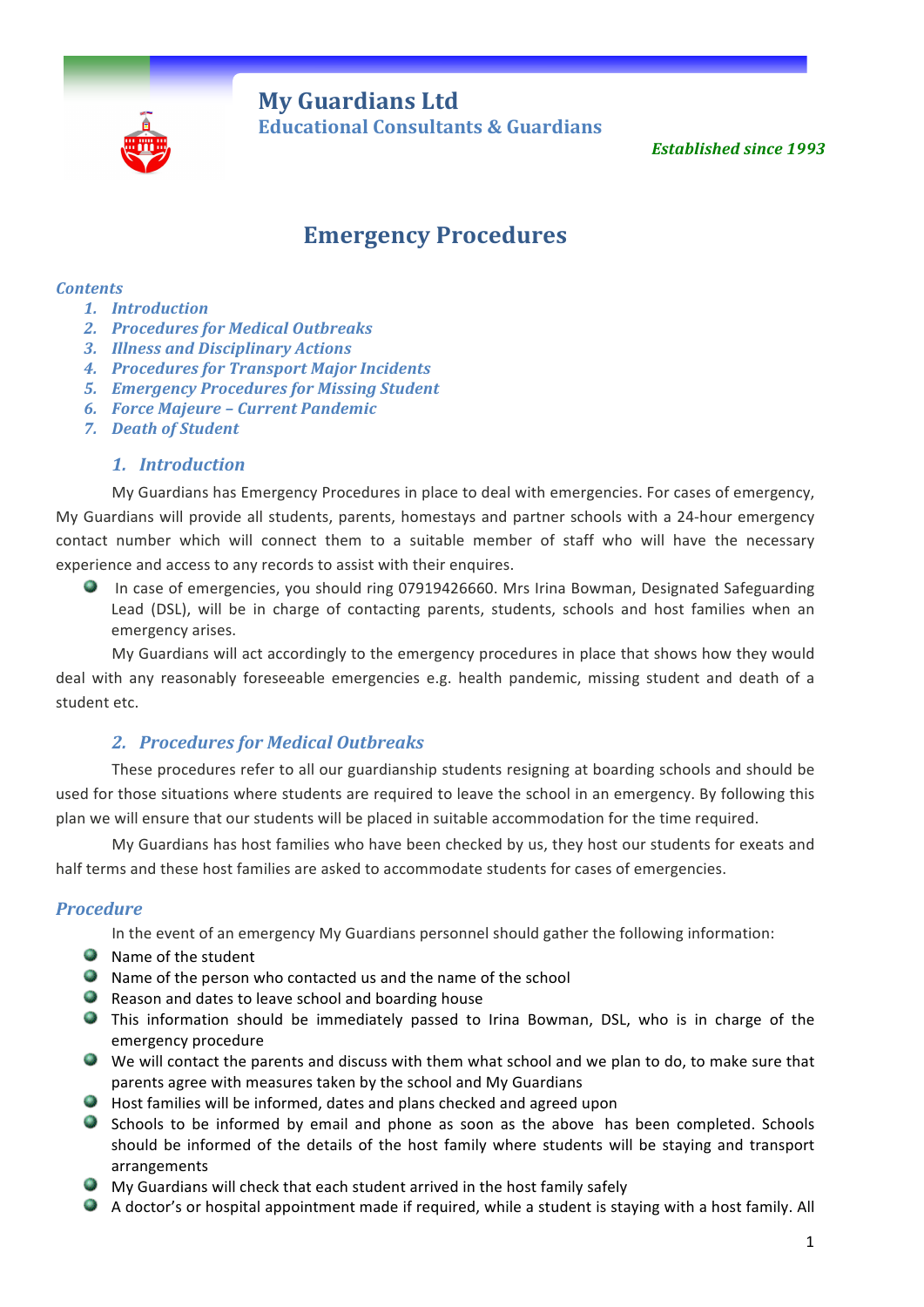**My Guardians Ltd**
**Educational Consultants & Guardians**

*Established since 1993*

# Emergency Procedures

*Contents*

1. *Introduction*
2. *Procedures for Medical Outbreaks*
3. *Illness and Disciplinary Actions*
4. *Procedures for Transport Major Incidents*
5. *Emergency Procedures for Missing Student*
6. *Force Majeure – Current Pandemic*
7. *Death of Student*

## 1. Introduction

My Guardians has Emergency Procedures in place to deal with emergencies. For cases of emergency, My Guardians will provide all students, parents, homestays and partner schools with a 24-hour emergency contact number which will connect them to a suitable member of staff who will have the necessary experience and access to any records to assist with their enquires.

- In case of emergencies, you should ring 07919426660. Mrs Irina Bowman, Designated Safeguarding Lead (DSL), will be in charge of contacting parents, students, schools and host families when an emergency arises.

My Guardians will act accordingly to the emergency procedures in place that shows how they would deal with any reasonably foreseeable emergencies e.g. health pandemic, missing student and death of a student etc.

## 2. Procedures for Medical Outbreaks

These procedures refer to all our guardianship students resigning at boarding schools and should be used for those situations where students are required to leave the school in an emergency. By following this plan we will ensure that our students will be placed in suitable accommodation for the time required.

My Guardians has host families who have been checked by us, they host our students for exeats and half terms and these host families are asked to accommodate students for cases of emergencies.

### Procedure

In the event of an emergency My Guardians personnel should gather the following information:

- Name of the student
- Name of the person who contacted us and the name of the school
- Reason and dates to leave school and boarding house
- This information should be immediately passed to Irina Bowman, DSL, who is in charge of the emergency procedure
- We will contact the parents and discuss with them what school and we plan to do, to make sure that parents agree with measures taken by the school and My Guardians
- Host families will be informed, dates and plans checked and agreed upon
- Schools to be informed by email and phone as soon as the above has been completed. Schools should be informed of the details of the host family where students will be staying and transport arrangements
- My Guardians will check that each student arrived in the host family safely
- A doctor's or hospital appointment made if required, while a student is staying with a host family. All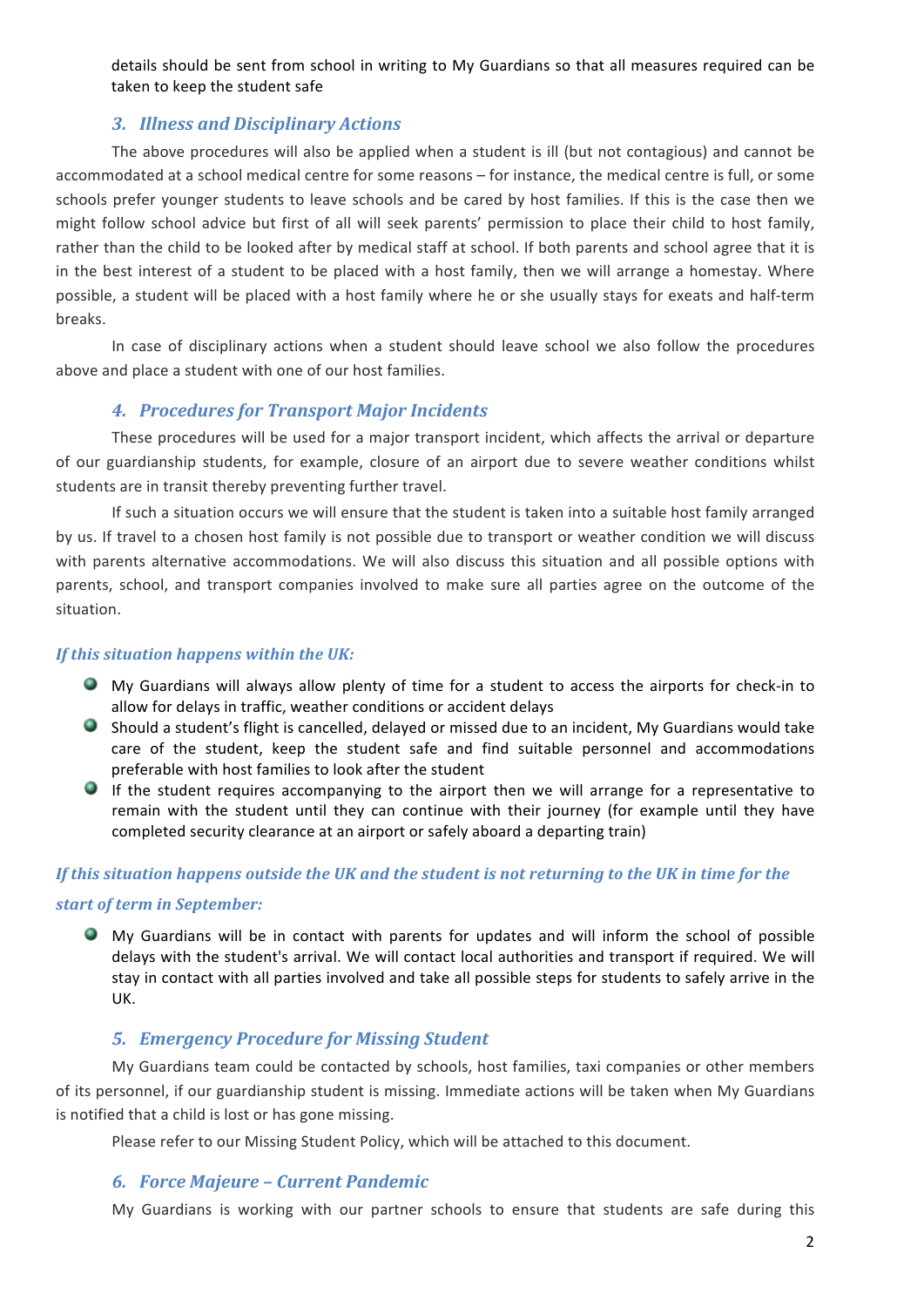details should be sent from school in writing to My Guardians so that all measures required can be taken to keep the student safe

### 3. *Illness and Disciplinary Actions*

The above procedures will also be applied when a student is ill (but not contagious) and cannot be accommodated at a school medical centre for some reasons – for instance, the medical centre is full, or some schools prefer younger students to leave schools and be cared by host families. If this is the case then we might follow school advice but first of all will seek parents' permission to place their child to host family, rather than the child to be looked after by medical staff at school. If both parents and school agree that it is in the best interest of a student to be placed with a host family, then we will arrange a homestay. Where possible, a student will be placed with a host family where he or she usually stays for exeats and half-term breaks.

In case of disciplinary actions when a student should leave school we also follow the procedures above and place a student with one of our host families.

### 4. *Procedures for Transport Major Incidents*

These procedures will be used for a major transport incident, which affects the arrival or departure of our guardianship students, for example, closure of an airport due to severe weather conditions whilst students are in transit thereby preventing further travel.

If such a situation occurs we will ensure that the student is taken into a suitable host family arranged by us. If travel to a chosen host family is not possible due to transport or weather condition we will discuss with parents alternative accommodations. We will also discuss this situation and all possible options with parents, school, and transport companies involved to make sure all parties agree on the outcome of the situation.

*If this situation happens within the UK:*

- My Guardians will always allow plenty of time for a student to access the airports for check-in to allow for delays in traffic, weather conditions or accident delays
- Should a student's flight is cancelled, delayed or missed due to an incident, My Guardians would take care of the student, keep the student safe and find suitable personnel and accommodations preferable with host families to look after the student
- If the student requires accompanying to the airport then we will arrange for a representative to remain with the student until they can continue with their journey (for example until they have completed security clearance at an airport or safely aboard a departing train)

*If this situation happens outside the UK and the student is not returning to the UK in time for the start of term in September:*

- My Guardians will be in contact with parents for updates and will inform the school of possible delays with the student's arrival. We will contact local authorities and transport if required. We will stay in contact with all parties involved and take all possible steps for students to safely arrive in the UK.

### 5. *Emergency Procedure for Missing Student*

My Guardians team could be contacted by schools, host families, taxi companies or other members of its personnel, if our guardianship student is missing. Immediate actions will be taken when My Guardians is notified that a child is lost or has gone missing.

Please refer to our Missing Student Policy, which will be attached to this document.

### 6. *Force Majeure – Current Pandemic*

My Guardians is working with our partner schools to ensure that students are safe during this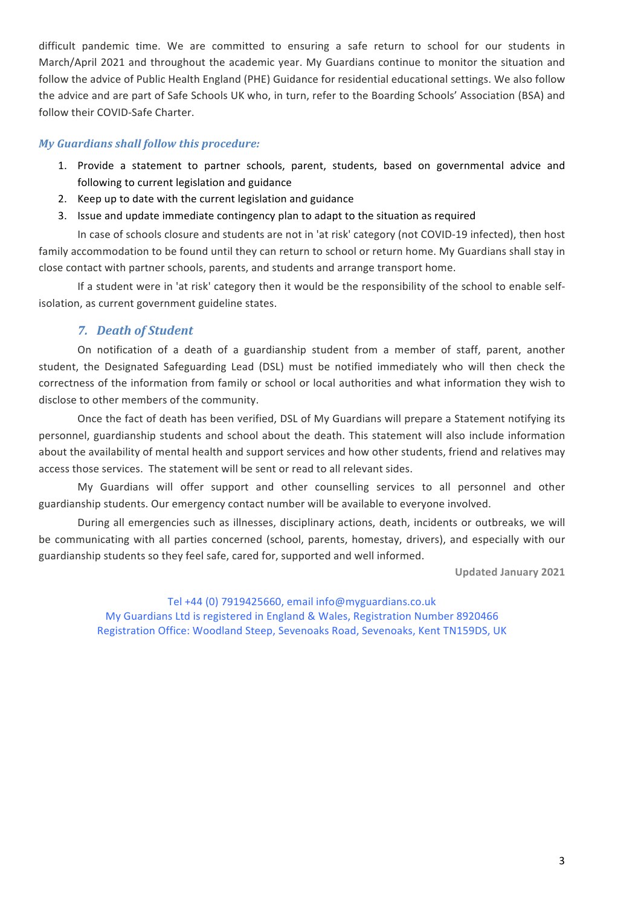difficult pandemic time. We are committed to ensuring a safe return to school for our students in March/April 2021 and throughout the academic year. My Guardians continue to monitor the situation and follow the advice of Public Health England (PHE) Guidance for residential educational settings. We also follow the advice and are part of Safe Schools UK who, in turn, refer to the Boarding Schools' Association (BSA) and follow their COVID-Safe Charter.

***My Guardians shall follow this procedure:***

1. Provide a statement to partner schools, parent, students, based on governmental advice and following to current legislation and guidance
2. Keep up to date with the current legislation and guidance
3. Issue and update immediate contingency plan to adapt to the situation as required

In case of schools closure and students are not in 'at risk' category (not COVID-19 infected), then host family accommodation to be found until they can return to school or return home. My Guardians shall stay in close contact with partner schools, parents, and students and arrange transport home.

If a student were in 'at risk' category then it would be the responsibility of the school to enable self-isolation, as current government guideline states.

## *7. Death of Student*

On notification of a death of a guardianship student from a member of staff, parent, another student, the Designated Safeguarding Lead (DSL) must be notified immediately who will then check the correctness of the information from family or school or local authorities and what information they wish to disclose to other members of the community.

Once the fact of death has been verified, DSL of My Guardians will prepare a Statement notifying its personnel, guardianship students and school about the death. This statement will also include information about the availability of mental health and support services and how other students, friend and relatives may access those services. The statement will be sent or read to all relevant sides.

My Guardians will offer support and other counselling services to all personnel and other guardianship students. Our emergency contact number will be available to everyone involved.

During all emergencies such as illnesses, disciplinary actions, death, incidents or outbreaks, we will be communicating with all parties concerned (school, parents, homestay, drivers), and especially with our guardianship students so they feel safe, cared for, supported and well informed.

**Updated January 2021**

Tel +44 (0) 7919425660, email info@myguardians.co.uk
My Guardians Ltd is registered in England & Wales, Registration Number 8920466
Registration Office: Woodland Steep, Sevenoaks Road, Sevenoaks, Kent TN159DS, UK